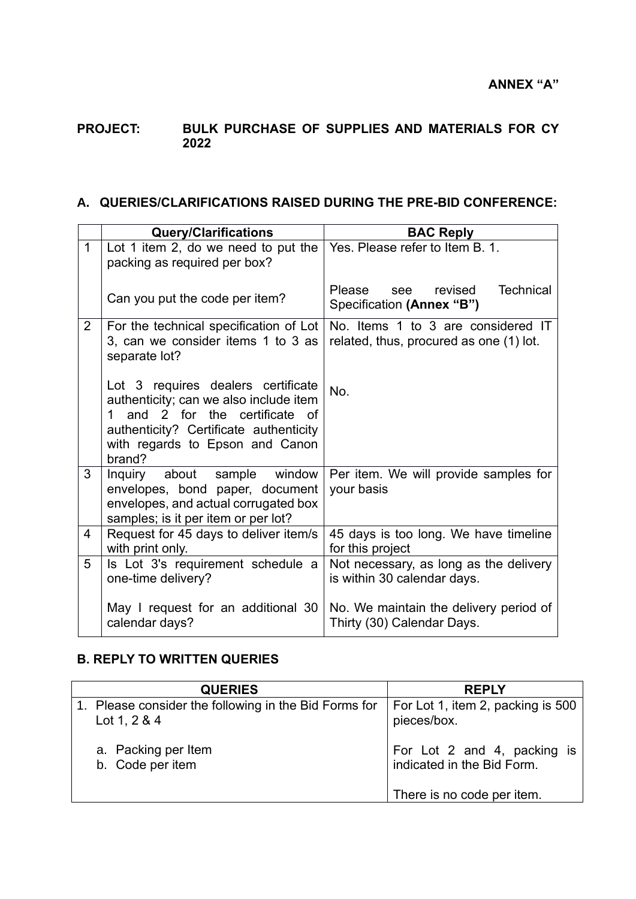**ANNEX "A"**

**PROJECT: BULK PURCHASE OF SUPPLIES AND MATERIALS FOR CY 2022**

## A. QUERIES/CLARIFICATIONS RAISED DURING THE PRE-BID CONFERENCE:

| | Query/Clarifications | BAC Reply |
|---|---|---|
| 1 | Lot 1 item 2, do we need to put the packing as required per box?<br><br>Can you put the code per item? | Yes. Please refer to Item B. 1.<br><br>Please see revised Technical Specification **(Annex "B")** |
| 2 | For the technical specification of Lot 3, can we consider items 1 to 3 as separate lot?<br><br>Lot 3 requires dealers certificate authenticity; can we also include item 1 and 2 for the certificate of authenticity? Certificate authenticity with regards to Epson and Canon brand? | No. Items 1 to 3 are considered IT related, thus, procured as one (1) lot.<br><br>No. |
| 3 | Inquiry about sample window envelopes, bond paper, document envelopes, and actual corrugated box samples; is it per item or per lot? | Per item. We will provide samples for your basis |
| 4 | Request for 45 days to deliver item/s with print only. | 45 days is too long. We have timeline for this project |
| 5 | Is Lot 3's requirement schedule a one-time delivery?<br><br>May I request for an additional 30 calendar days? | Not necessary, as long as the delivery is within 30 calendar days.<br><br>No. We maintain the delivery period of Thirty (30) Calendar Days. |

## B. REPLY TO WRITTEN QUERIES

| QUERIES | REPLY |
|---|---|
| 1. Please consider the following in the Bid Forms for Lot 1, 2 & 4<br><br>a. Packing per Item<br>b. Code per item | For Lot 1, item 2, packing is 500 pieces/box.<br><br>For Lot 2 and 4, packing is indicated in the Bid Form.<br><br>There is no code per item. |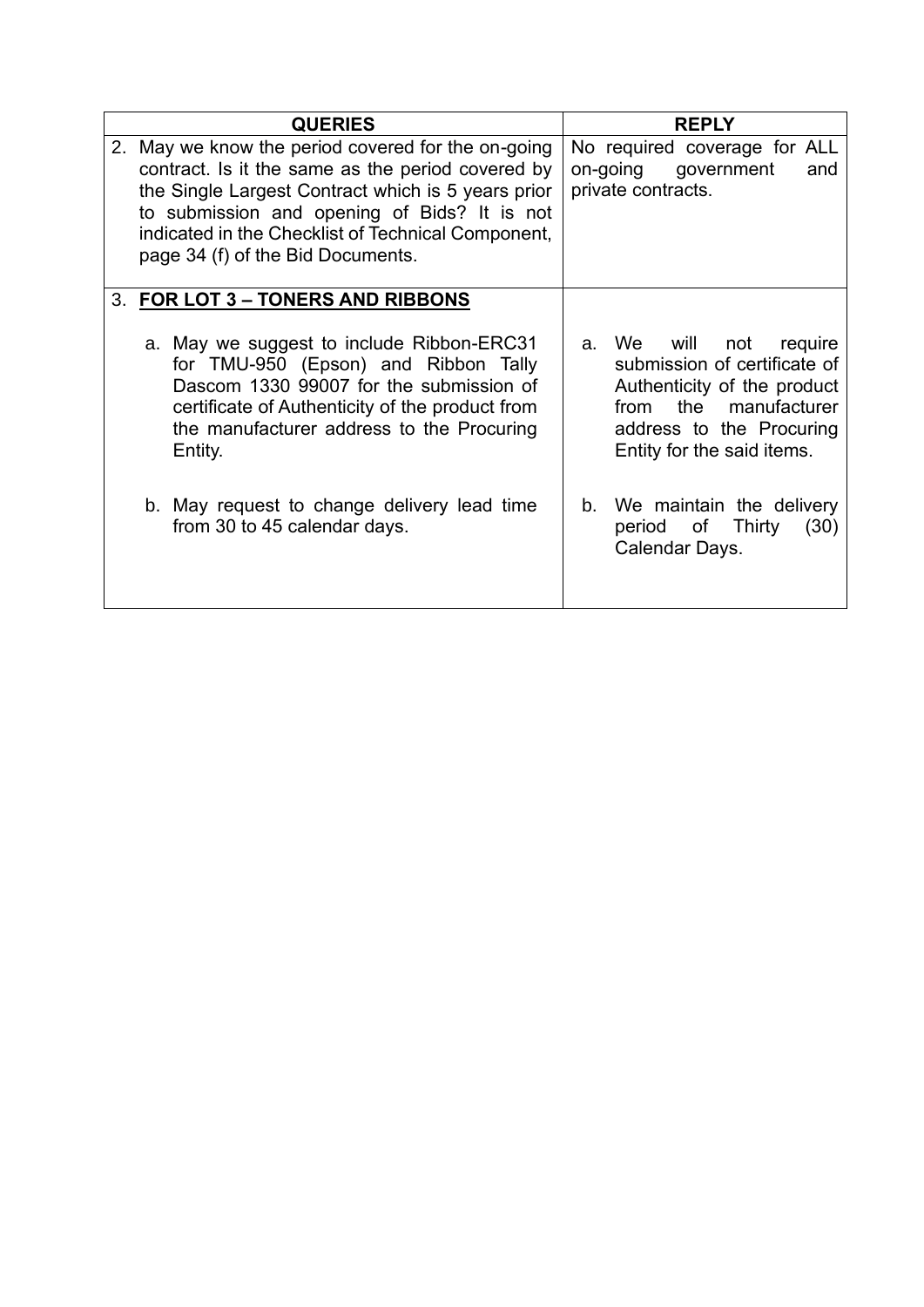| QUERIES | REPLY |
| --- | --- |
| 2. May we know the period covered for the on-going contract. Is it the same as the period covered by the Single Largest Contract which is 5 years prior to submission and opening of Bids? It is not indicated in the Checklist of Technical Component, page 34 (f) of the Bid Documents. | No required coverage for ALL on-going government and private contracts. |
| 3. **FOR LOT 3 – TONERS AND RIBBONS** | |
| a. May we suggest to include Ribbon-ERC31 for TMU-950 (Epson) and Ribbon Tally Dascom 1330 99007 for the submission of certificate of Authenticity of the product from the manufacturer address to the Procuring Entity. | a. We will not require submission of certificate of Authenticity of the product from the manufacturer address to the Procuring Entity for the said items. |
| b. May request to change delivery lead time from 30 to 45 calendar days. | b. We maintain the delivery period of Thirty (30) Calendar Days. |